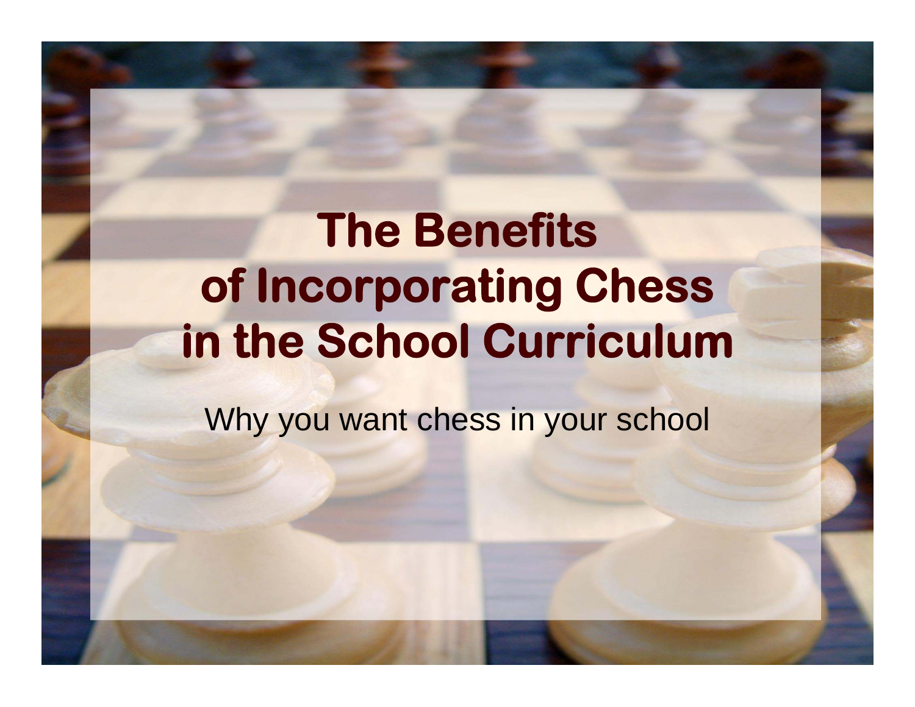# The Benefits of Incorporating Chess in the School Curriculum

Why you want chess in your school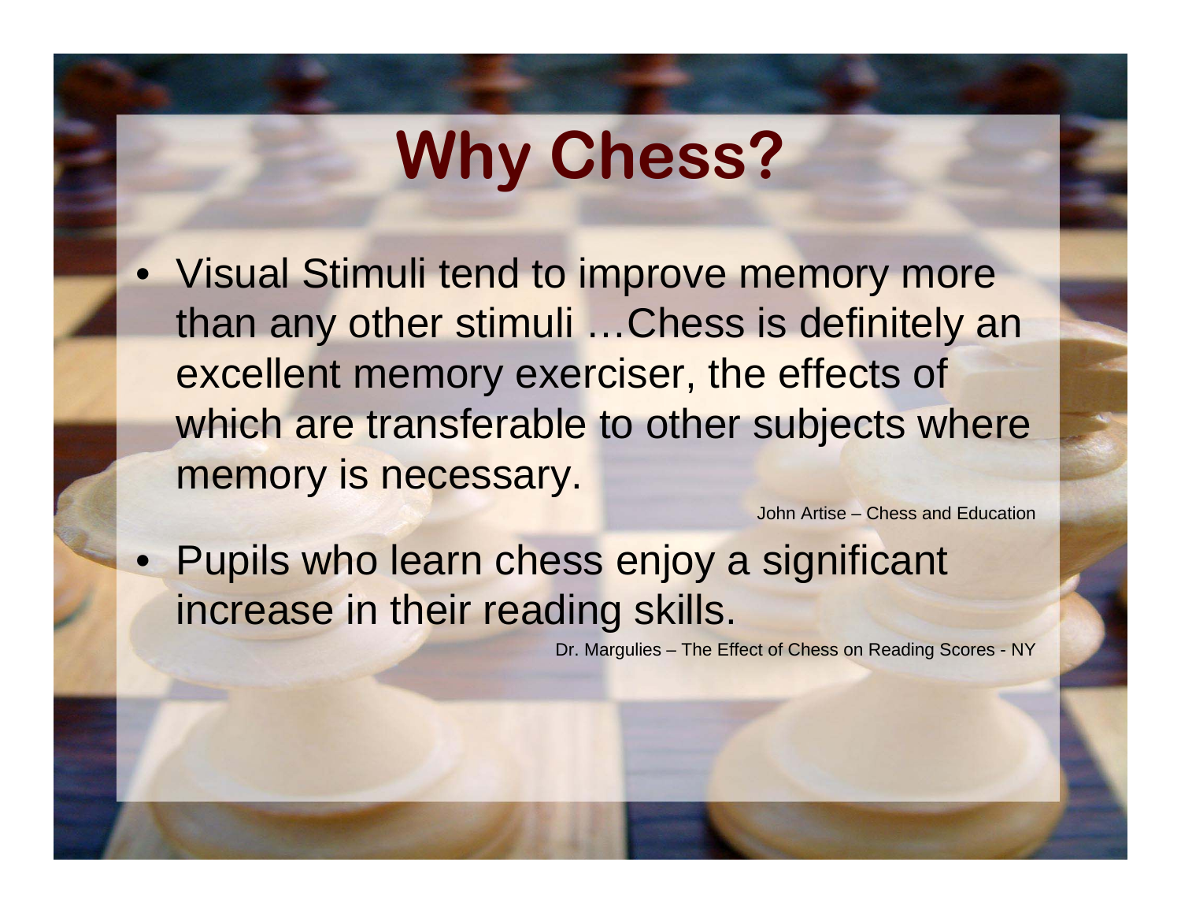# Why Chess?

- Visual Stimuli tend to improve memory more than any other stimuli …Chess is definitely an excellent memory exerciser, the effects of which are transferable to other subjects where memory is necessary.

  John Artise – Chess and Education

- Pupils who learn chess enjoy a significant increase in their reading skills.

  Dr. Margulies – The Effect of Chess on Reading Scores - NY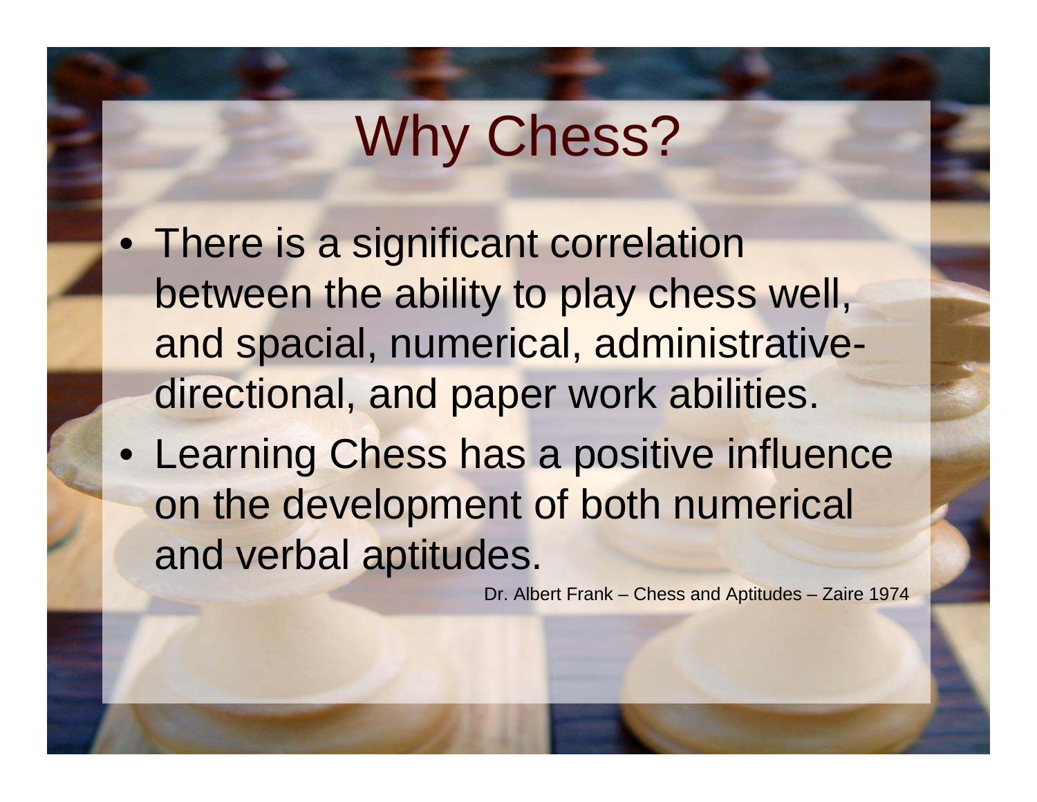# Why Chess?

- There is a significant correlation between the ability to play chess well, and spacial, numerical, administrative-directional, and paper work abilities.
- Learning Chess has a positive influence on the development of both numerical and verbal aptitudes.

Dr. Albert Frank – Chess and Aptitudes – Zaire 1974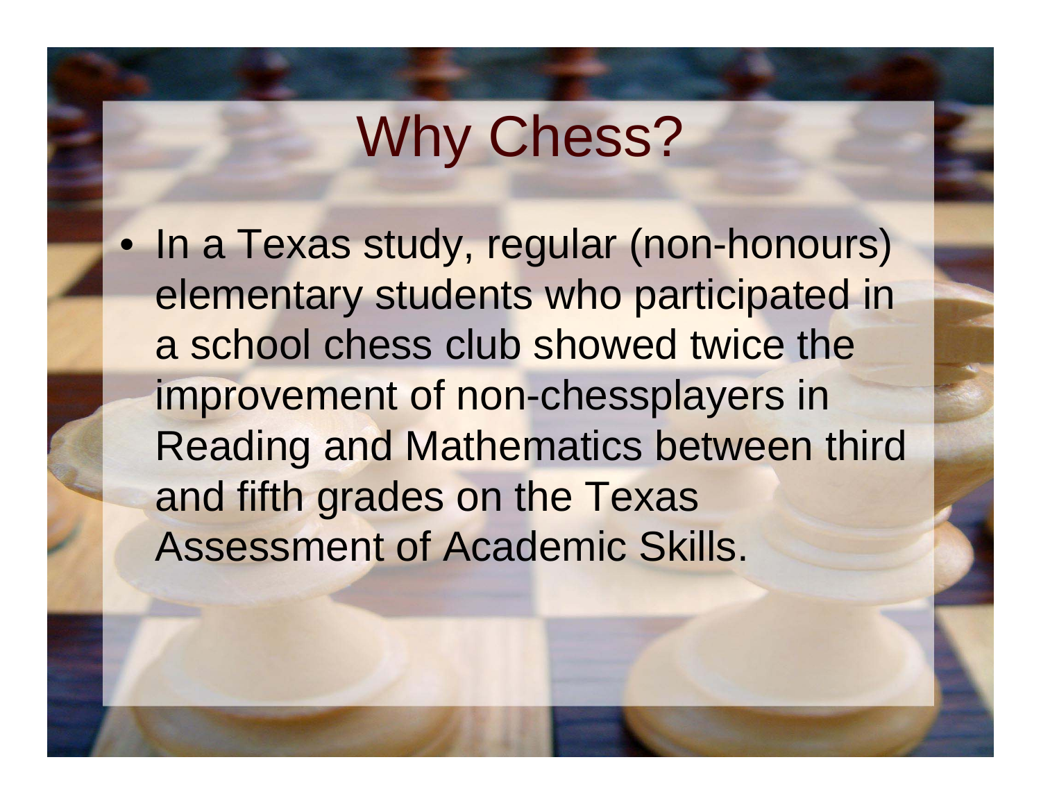# Why Chess?

- In a Texas study, regular (non-honours) elementary students who participated in a school chess club showed twice the improvement of non-chessplayers in Reading and Mathematics between third and fifth grades on the Texas Assessment of Academic Skills.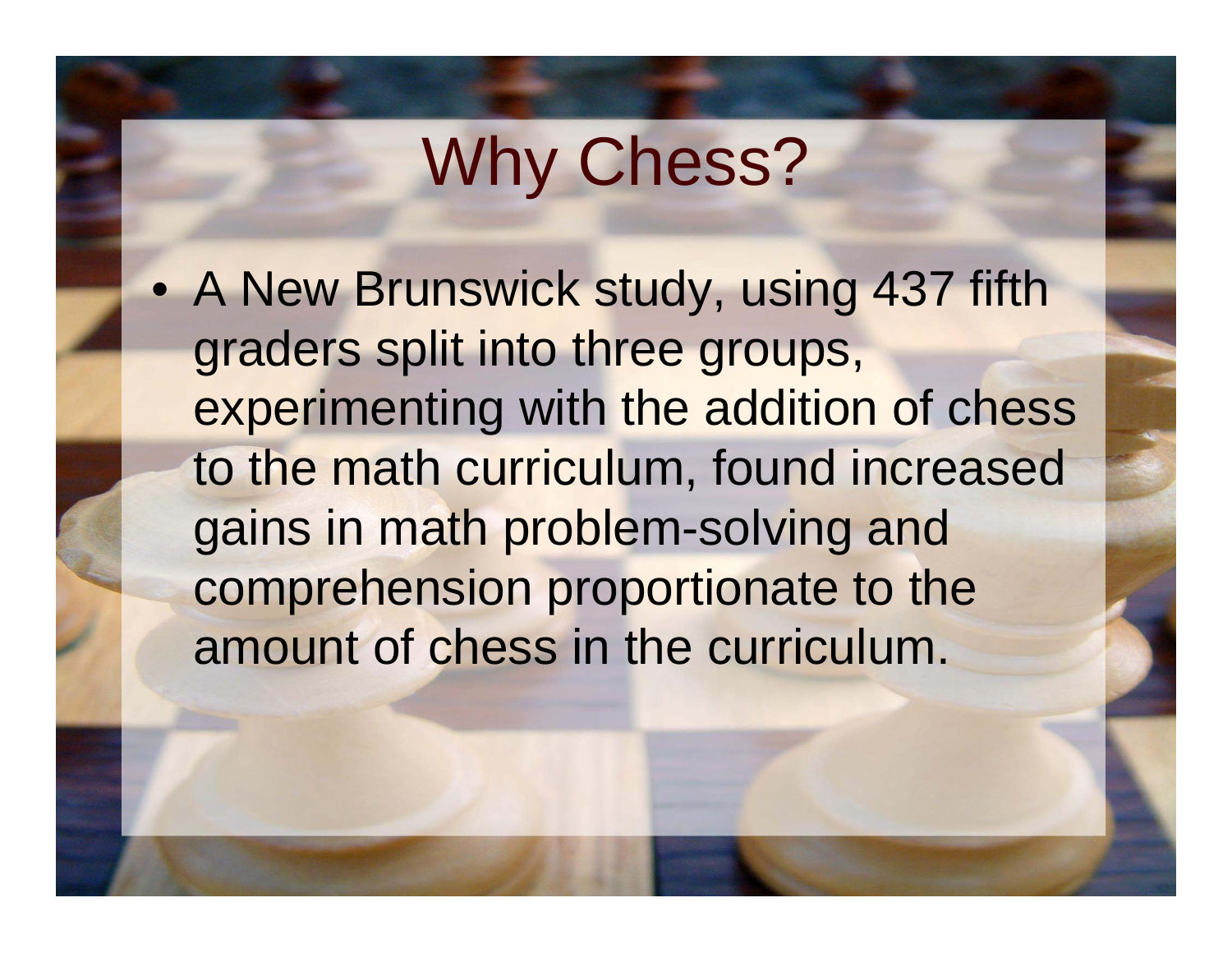# Why Chess?

- A New Brunswick study, using 437 fifth graders split into three groups, experimenting with the addition of chess to the math curriculum, found increased gains in math problem-solving and comprehension proportionate to the amount of chess in the curriculum.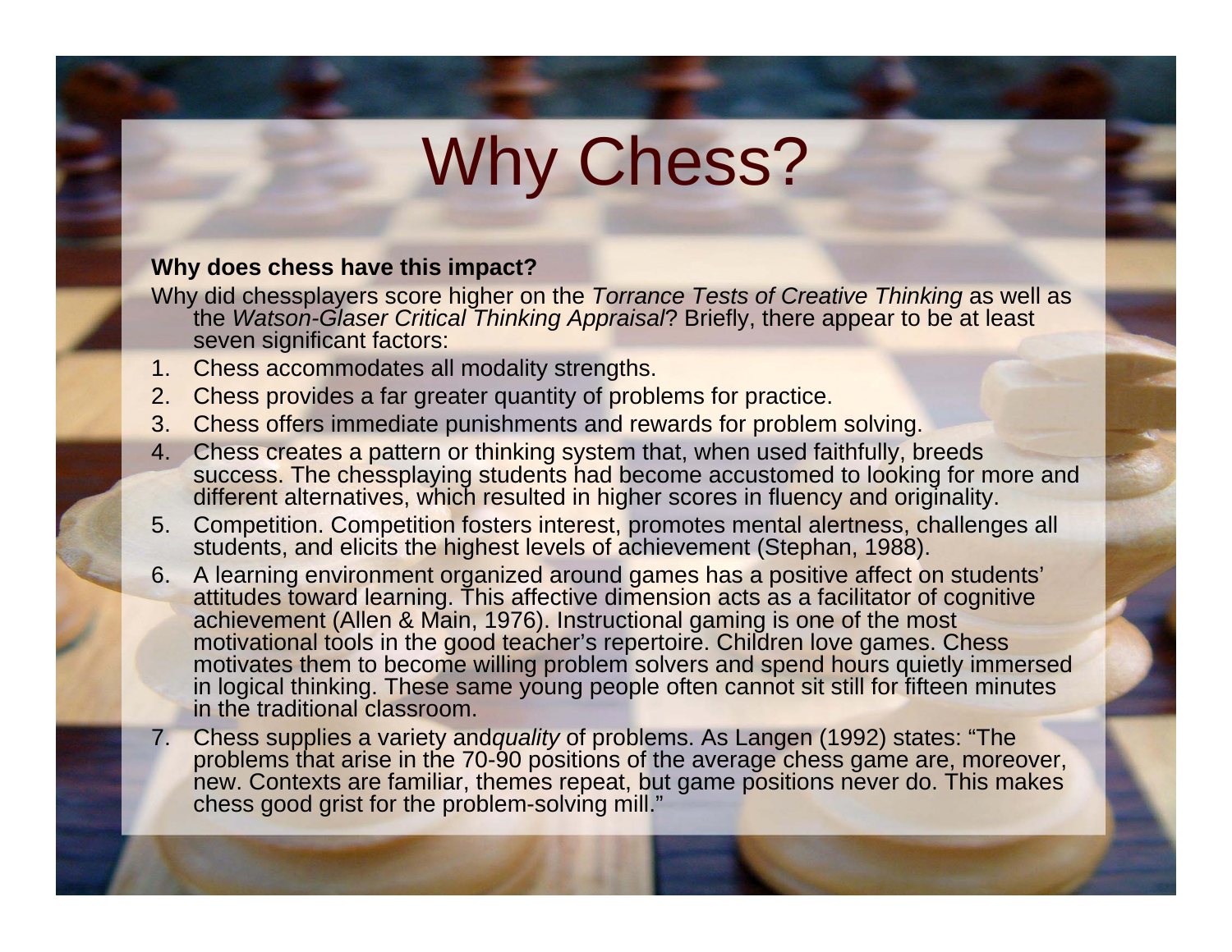# Why Chess?

**Why does chess have this impact?**

Why did chessplayers score higher on the *Torrance Tests of Creative Thinking* as well as the *Watson-Glaser Critical Thinking Appraisal*? Briefly, there appear to be at least seven significant factors:

1. Chess accommodates all modality strengths.
2. Chess provides a far greater quantity of problems for practice.
3. Chess offers immediate punishments and rewards for problem solving.
4. Chess creates a pattern or thinking system that, when used faithfully, breeds success. The chessplaying students had become accustomed to looking for more and different alternatives, which resulted in higher scores in fluency and originality.
5. Competition. Competition fosters interest, promotes mental alertness, challenges all students, and elicits the highest levels of achievement (Stephan, 1988).
6. A learning environment organized around games has a positive affect on students' attitudes toward learning. This affective dimension acts as a facilitator of cognitive achievement (Allen & Main, 1976). Instructional gaming is one of the most motivational tools in the good teacher's repertoire. Children love games. Chess motivates them to become willing problem solvers and spend hours quietly immersed in logical thinking. These same young people often cannot sit still for fifteen minutes in the traditional classroom.
7. Chess supplies a variety and*quality* of problems. As Langen (1992) states: "The problems that arise in the 70-90 positions of the average chess game are, moreover, new. Contexts are familiar, themes repeat, but game positions never do. This makes chess good grist for the problem-solving mill."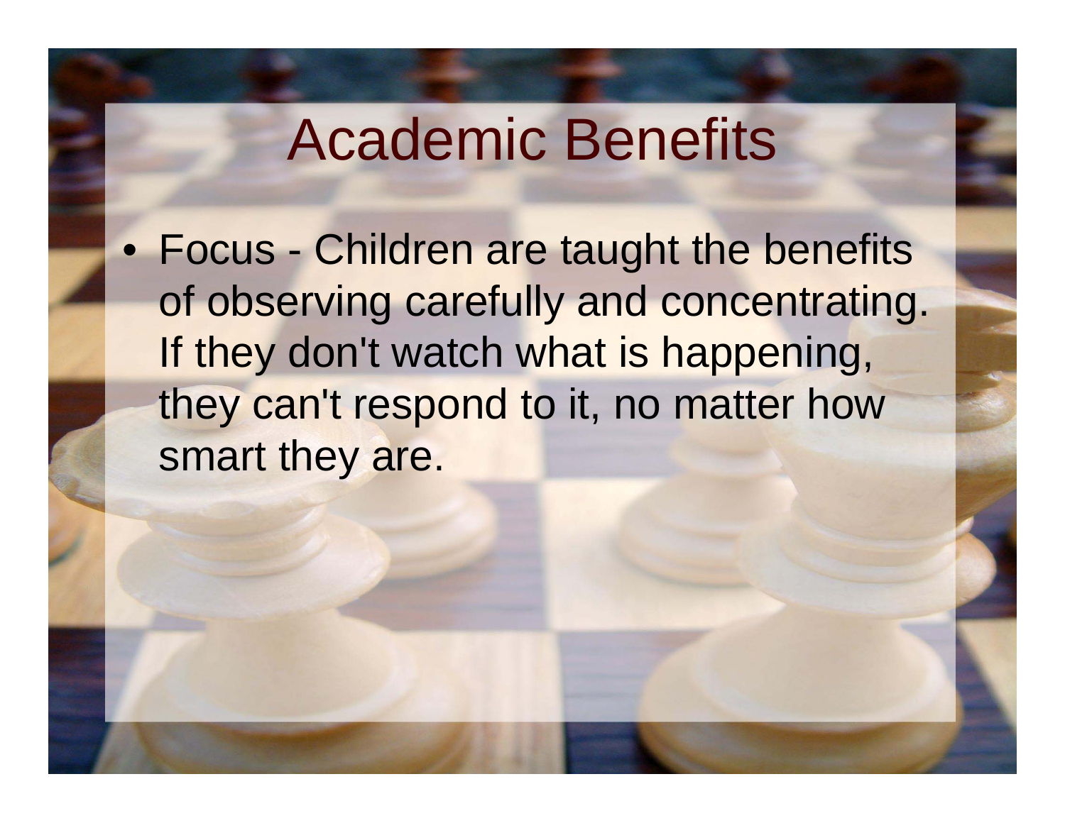# Academic Benefits

- Focus - Children are taught the benefits of observing carefully and concentrating. If they don't watch what is happening, they can't respond to it, no matter how smart they are.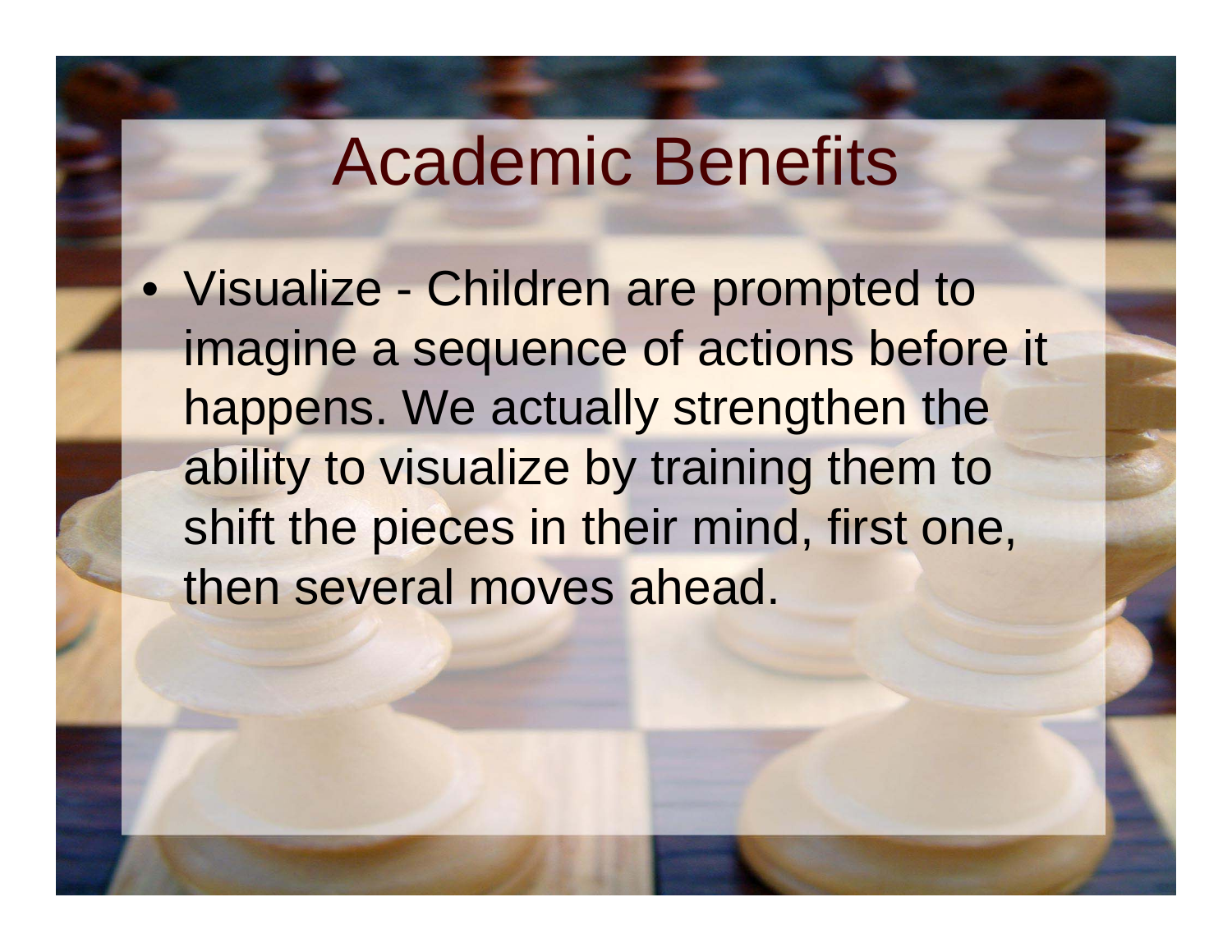# Academic Benefits

- Visualize - Children are prompted to imagine a sequence of actions before it happens. We actually strengthen the ability to visualize by training them to shift the pieces in their mind, first one, then several moves ahead.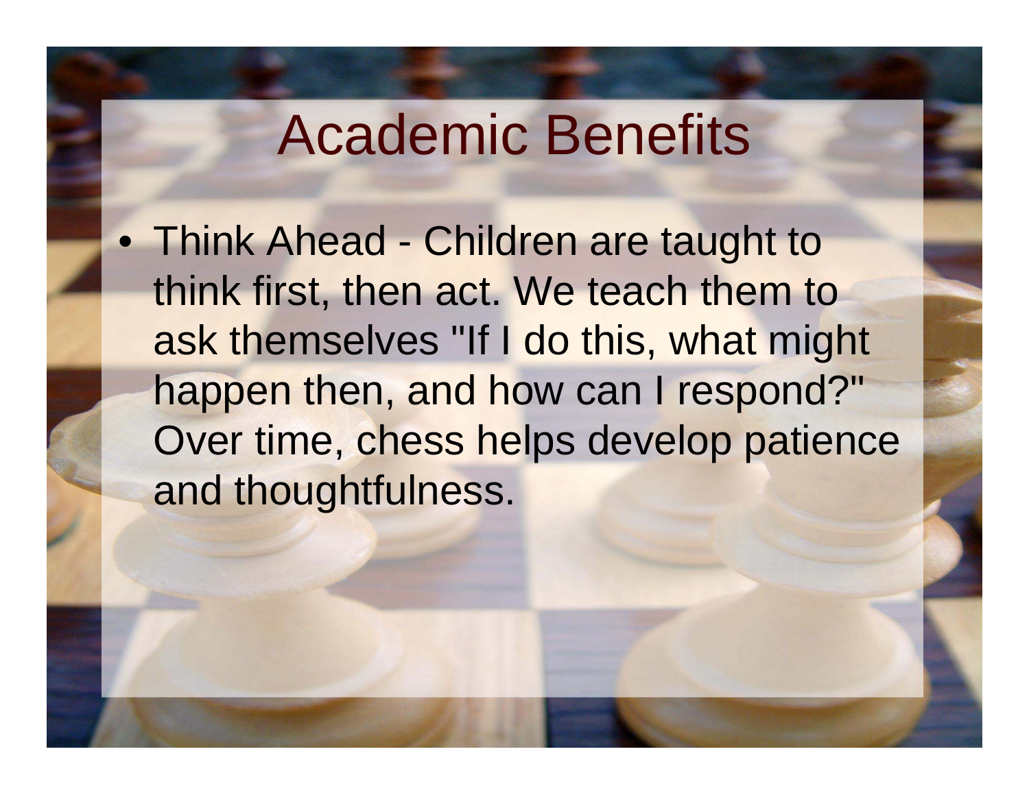# Academic Benefits

- Think Ahead - Children are taught to think first, then act. We teach them to ask themselves "If I do this, what might happen then, and how can I respond?" Over time, chess helps develop patience and thoughtfulness.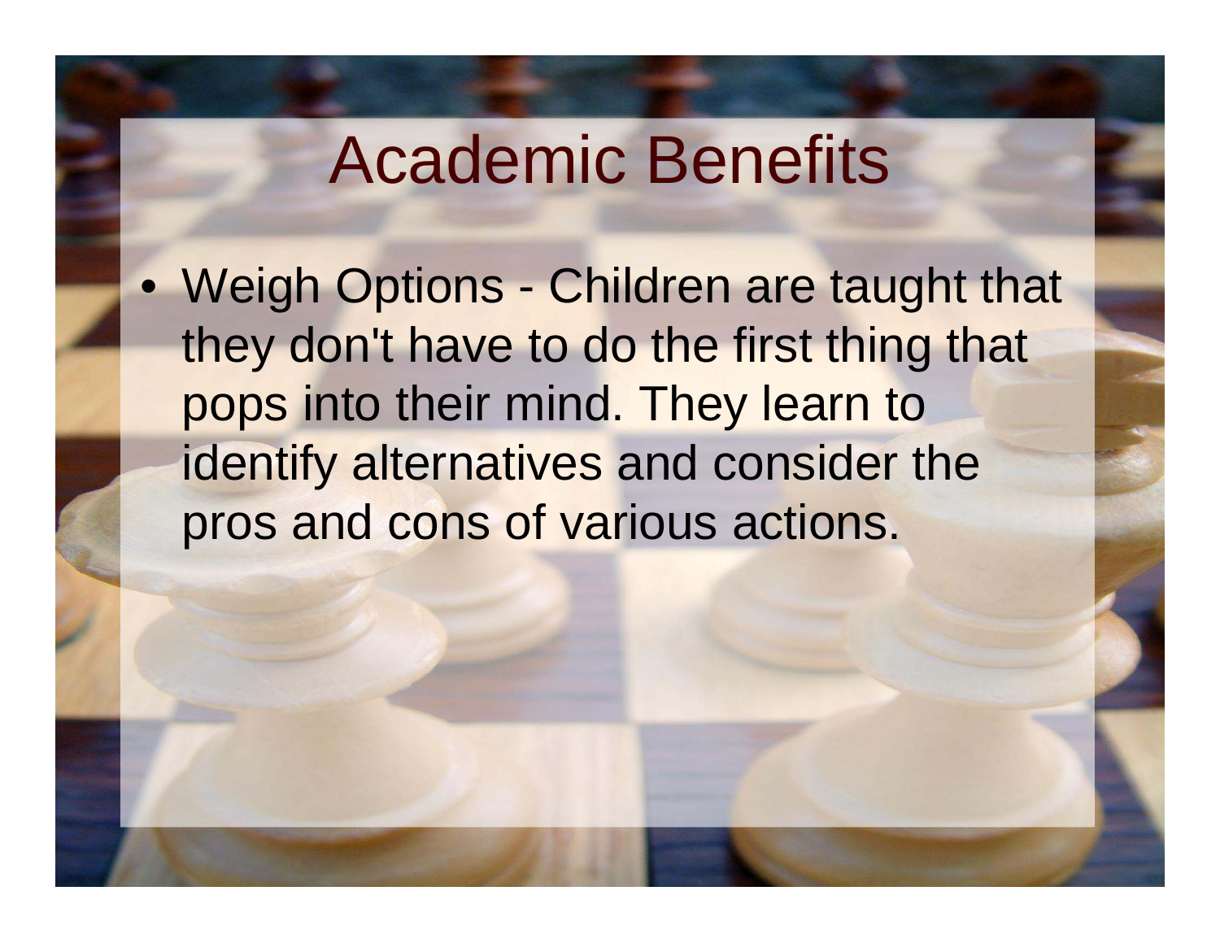# Academic Benefits

- Weigh Options - Children are taught that they don't have to do the first thing that pops into their mind. They learn to identify alternatives and consider the pros and cons of various actions.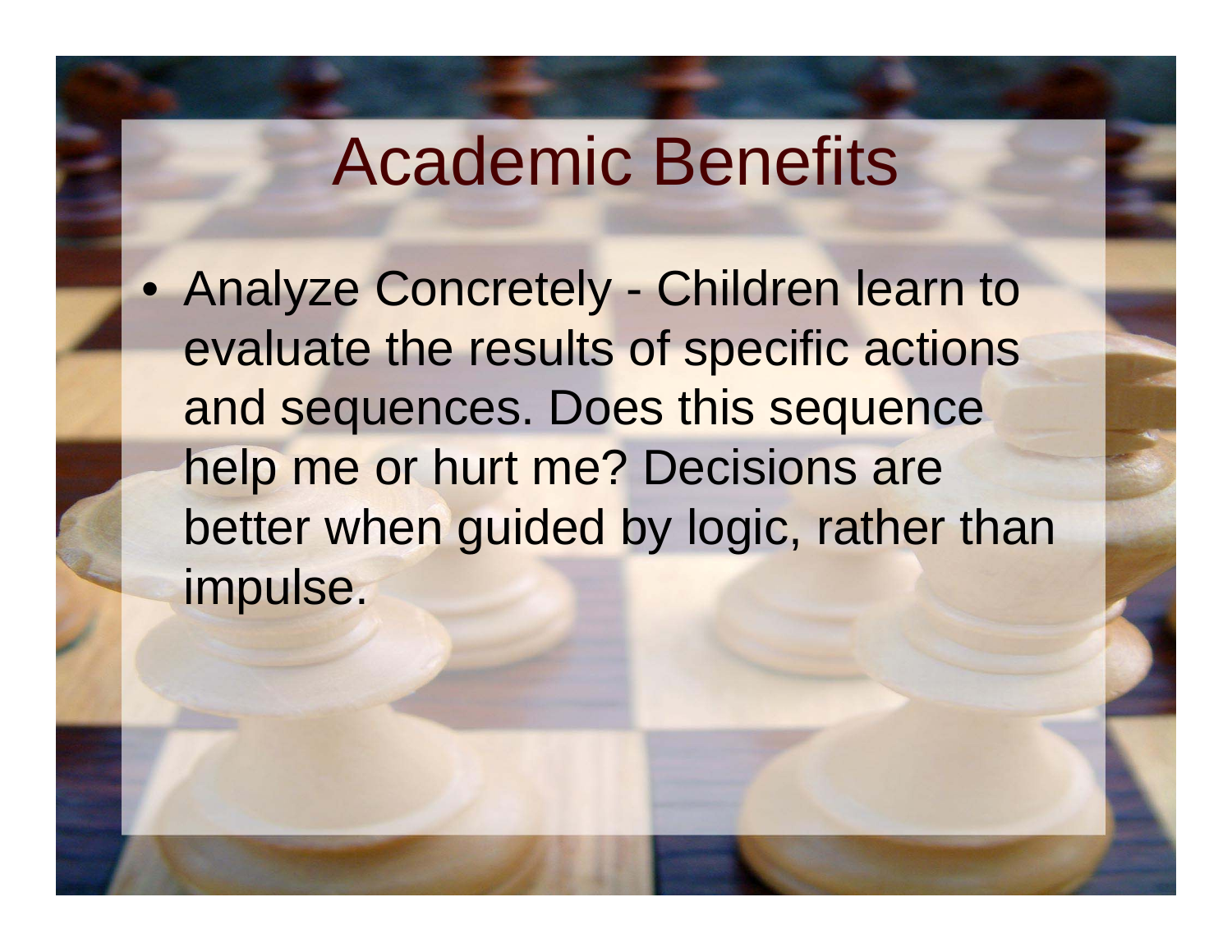# Academic Benefits

- Analyze Concretely - Children learn to evaluate the results of specific actions and sequences. Does this sequence help me or hurt me? Decisions are better when guided by logic, rather than impulse.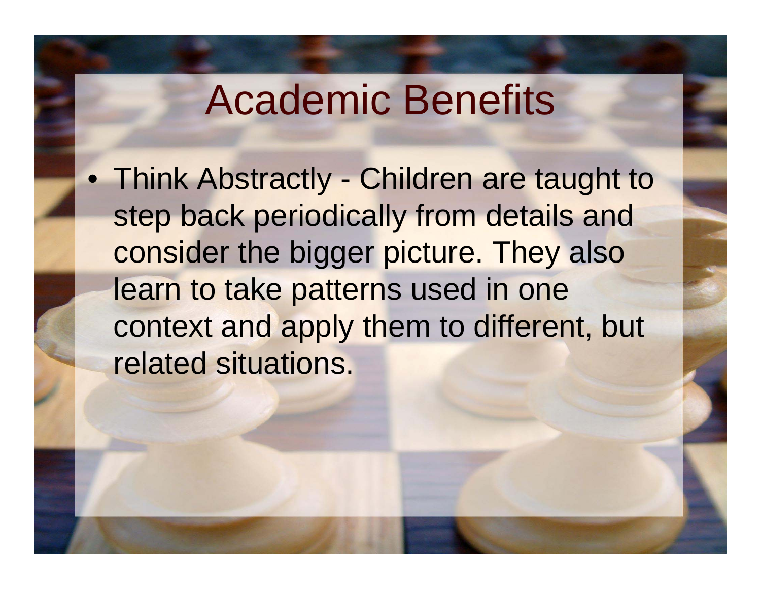# Academic Benefits

- Think Abstractly - Children are taught to step back periodically from details and consider the bigger picture. They also learn to take patterns used in one context and apply them to different, but related situations.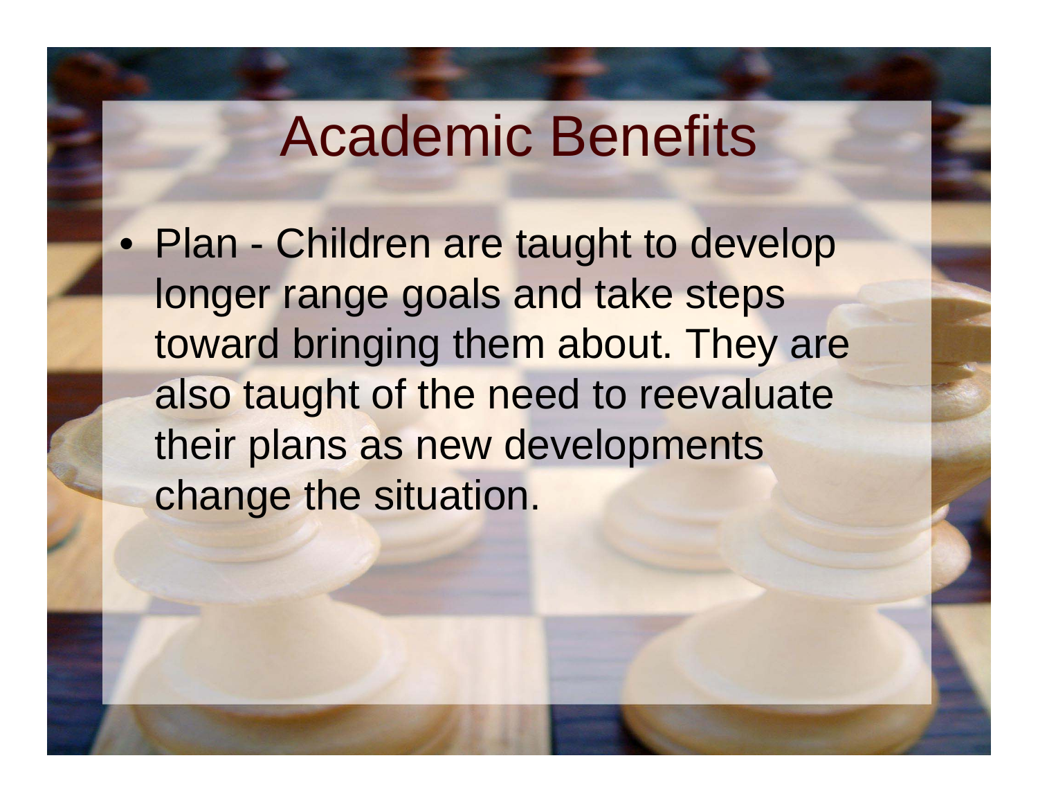# Academic Benefits

- Plan - Children are taught to develop longer range goals and take steps toward bringing them about. They are also taught of the need to reevaluate their plans as new developments change the situation.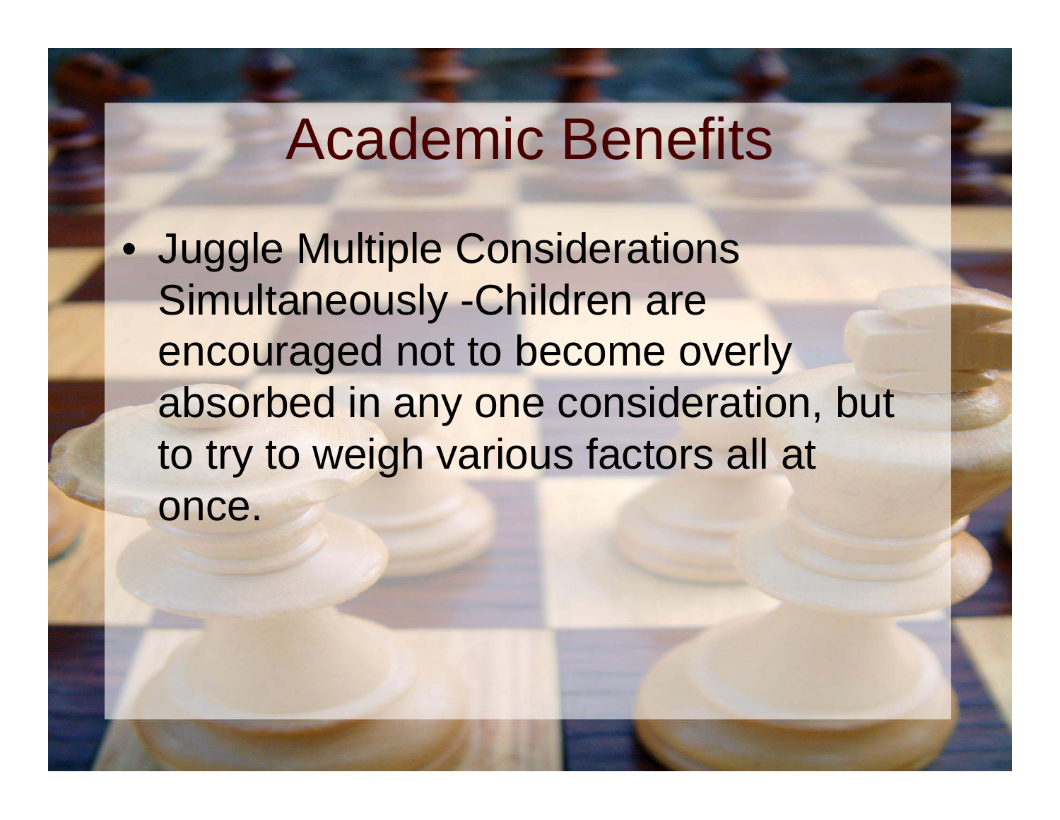# Academic Benefits

- Juggle Multiple Considerations Simultaneously -Children are encouraged not to become overly absorbed in any one consideration, but to try to weigh various factors all at once.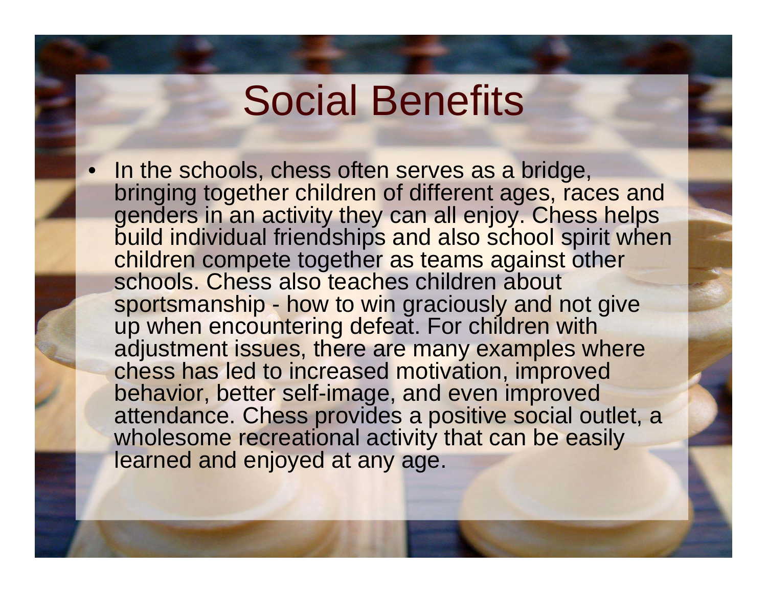# Social Benefits

- In the schools, chess often serves as a bridge, bringing together children of different ages, races and genders in an activity they can all enjoy. Chess helps build individual friendships and also school spirit when children compete together as teams against other schools. Chess also teaches children about sportsmanship - how to win graciously and not give up when encountering defeat. For children with adjustment issues, there are many examples where chess has led to increased motivation, improved behavior, better self-image, and even improved attendance. Chess provides a positive social outlet, a wholesome recreational activity that can be easily learned and enjoyed at any age.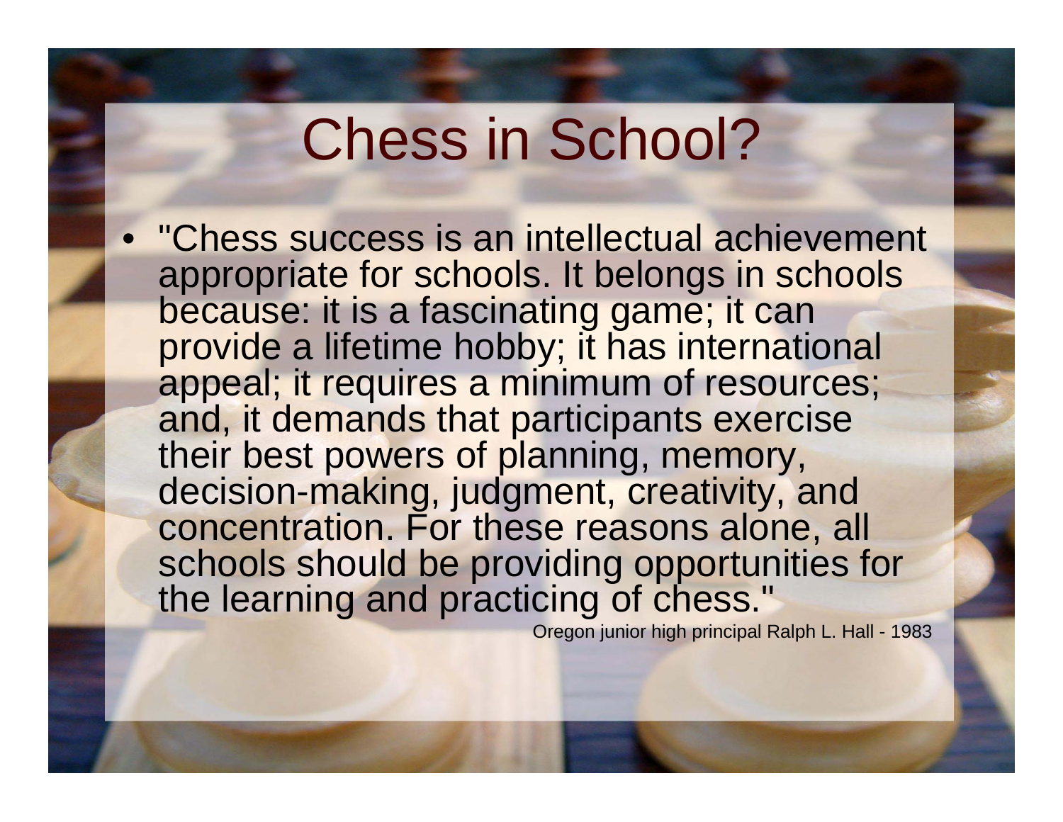# Chess in School?

- "Chess success is an intellectual achievement appropriate for schools. It belongs in schools because: it is a fascinating game; it can provide a lifetime hobby; it has international appeal; it requires a minimum of resources; and, it demands that participants exercise their best powers of planning, memory, decision-making, judgment, creativity, and concentration. For these reasons alone, all schools should be providing opportunities for the learning and practicing of chess."

Oregon junior high principal Ralph L. Hall - 1983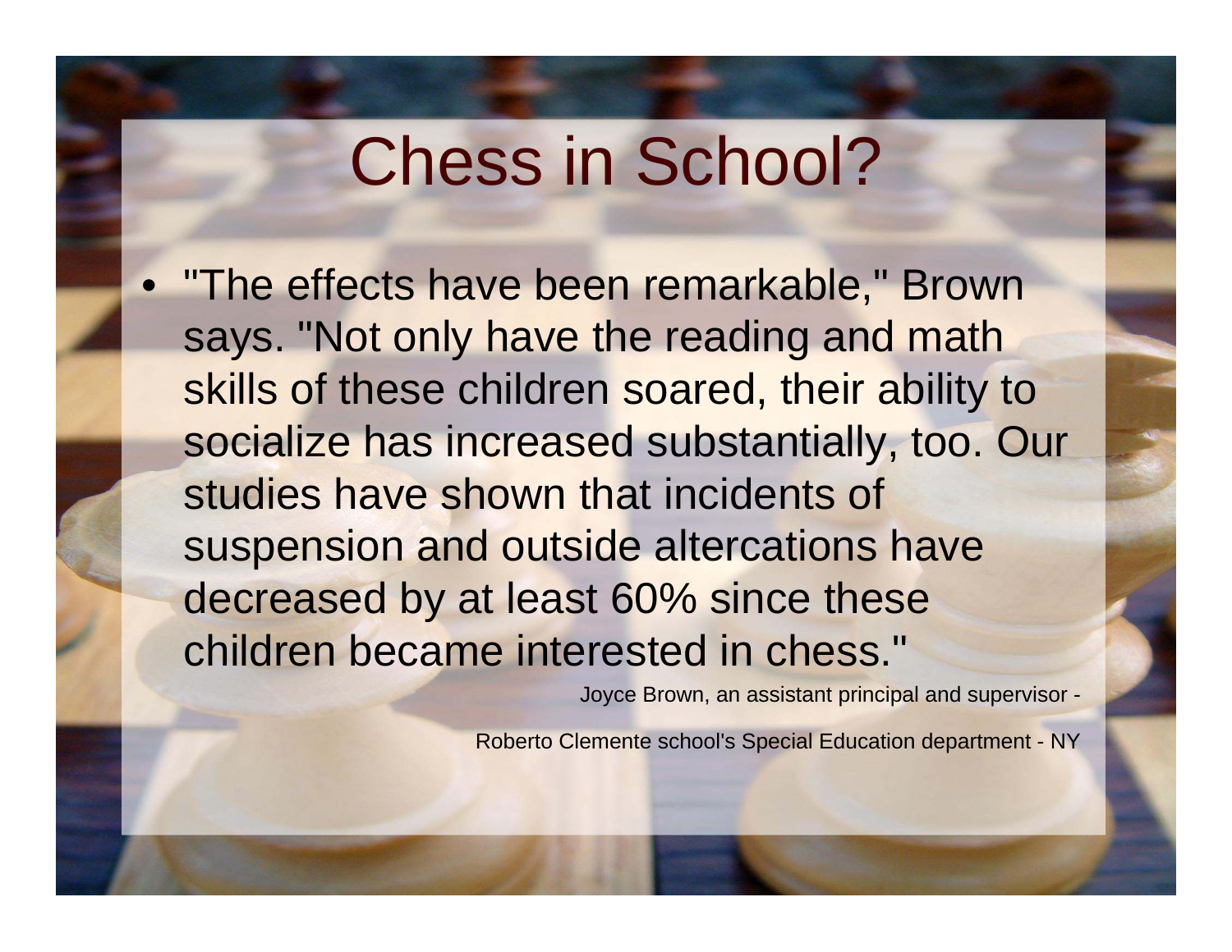# Chess in School?

- "The effects have been remarkable," Brown says. "Not only have the reading and math skills of these children soared, their ability to socialize has increased substantially, too. Our studies have shown that incidents of suspension and outside altercations have decreased by at least 60% since these children became interested in chess."

Joyce Brown, an assistant principal and supervisor -

Roberto Clemente school's Special Education department - NY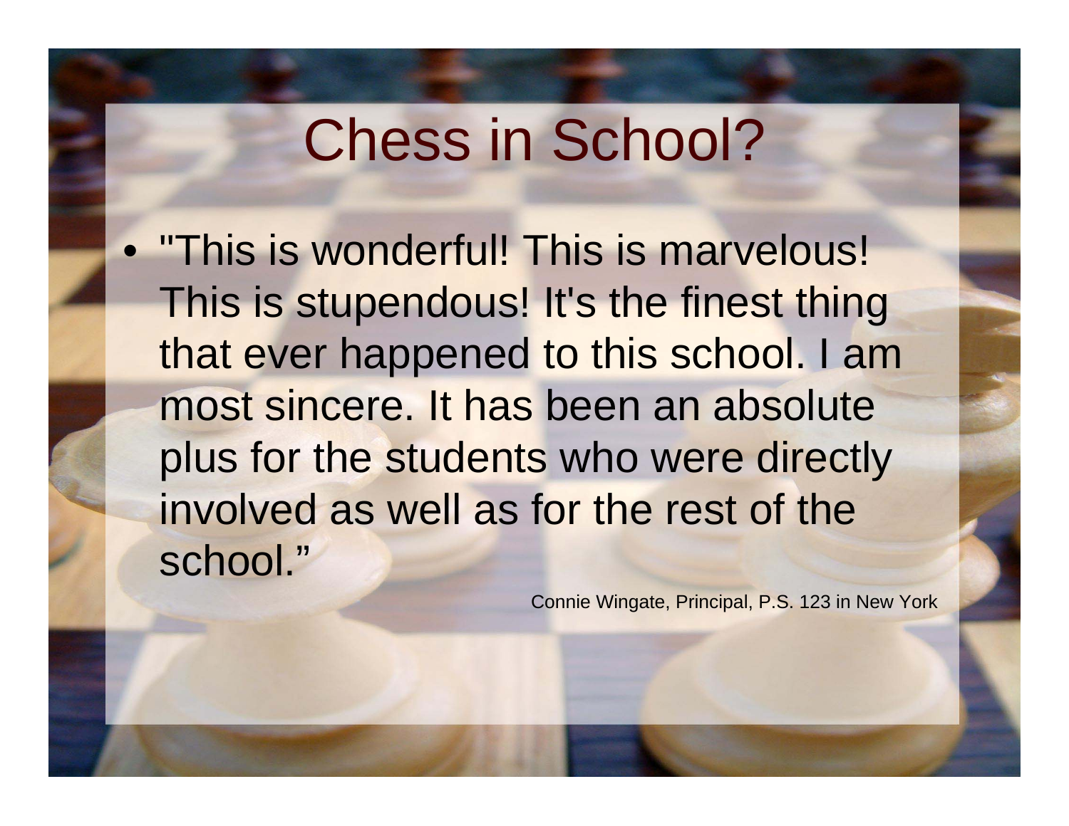# Chess in School?

- "This is wonderful! This is marvelous! This is stupendous! It's the finest thing that ever happened to this school. I am most sincere. It has been an absolute plus for the students who were directly involved as well as for the rest of the school."

Connie Wingate, Principal, P.S. 123 in New York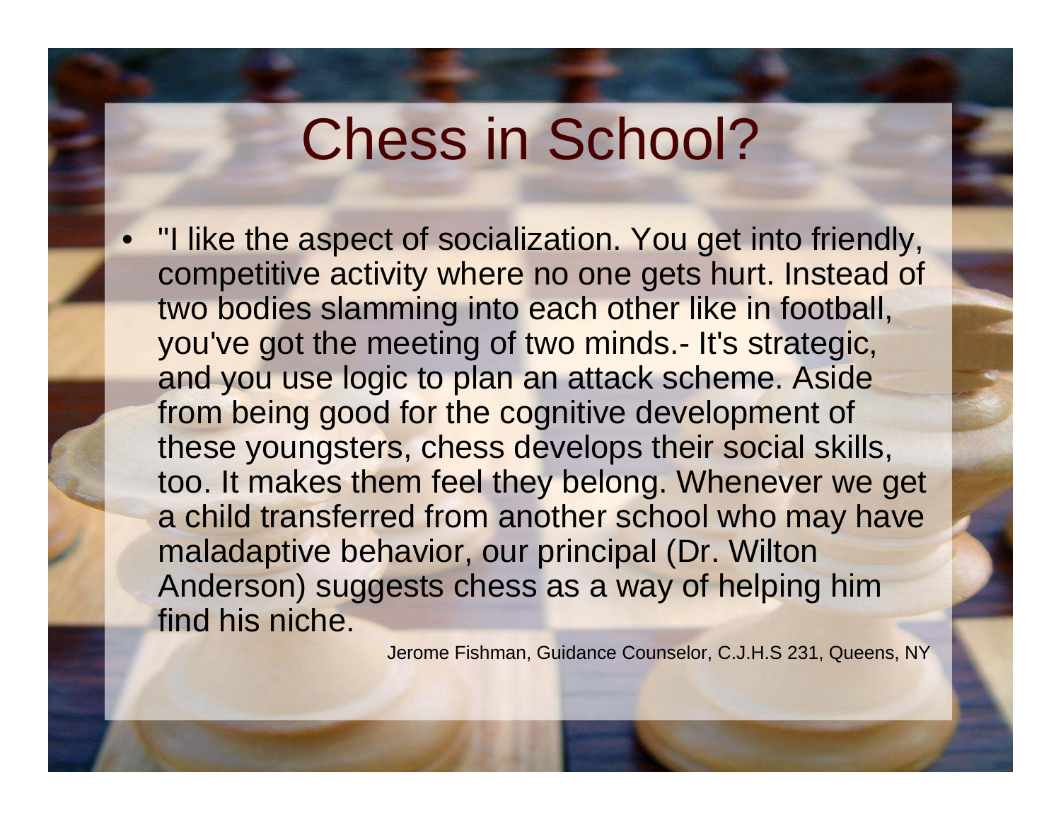# Chess in School?

- "I like the aspect of socialization. You get into friendly, competitive activity where no one gets hurt. Instead of two bodies slamming into each other like in football, you've got the meeting of two minds.- It's strategic, and you use logic to plan an attack scheme. Aside from being good for the cognitive development of these youngsters, chess develops their social skills, too. It makes them feel they belong. Whenever we get a child transferred from another school who may have maladaptive behavior, our principal (Dr. Wilton Anderson) suggests chess as a way of helping him find his niche.

Jerome Fishman, Guidance Counselor, C.J.H.S 231, Queens, NY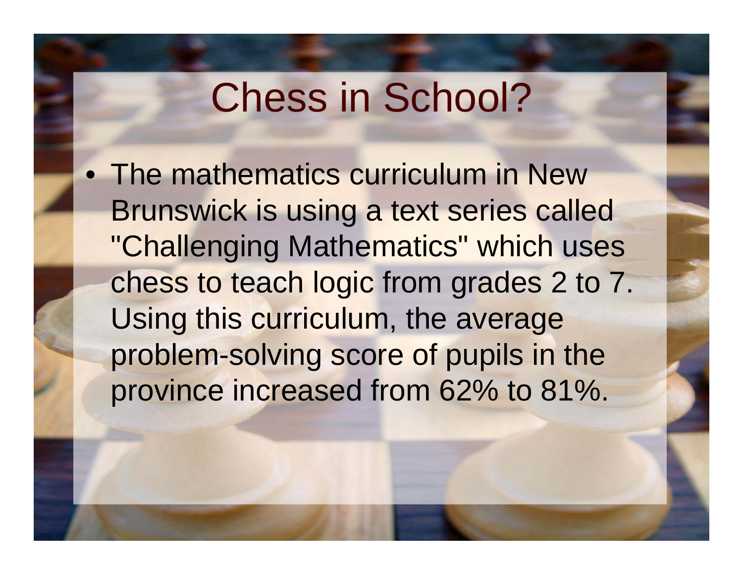# Chess in School?

- The mathematics curriculum in New Brunswick is using a text series called "Challenging Mathematics" which uses chess to teach logic from grades 2 to 7. Using this curriculum, the average problem-solving score of pupils in the province increased from 62% to 81%.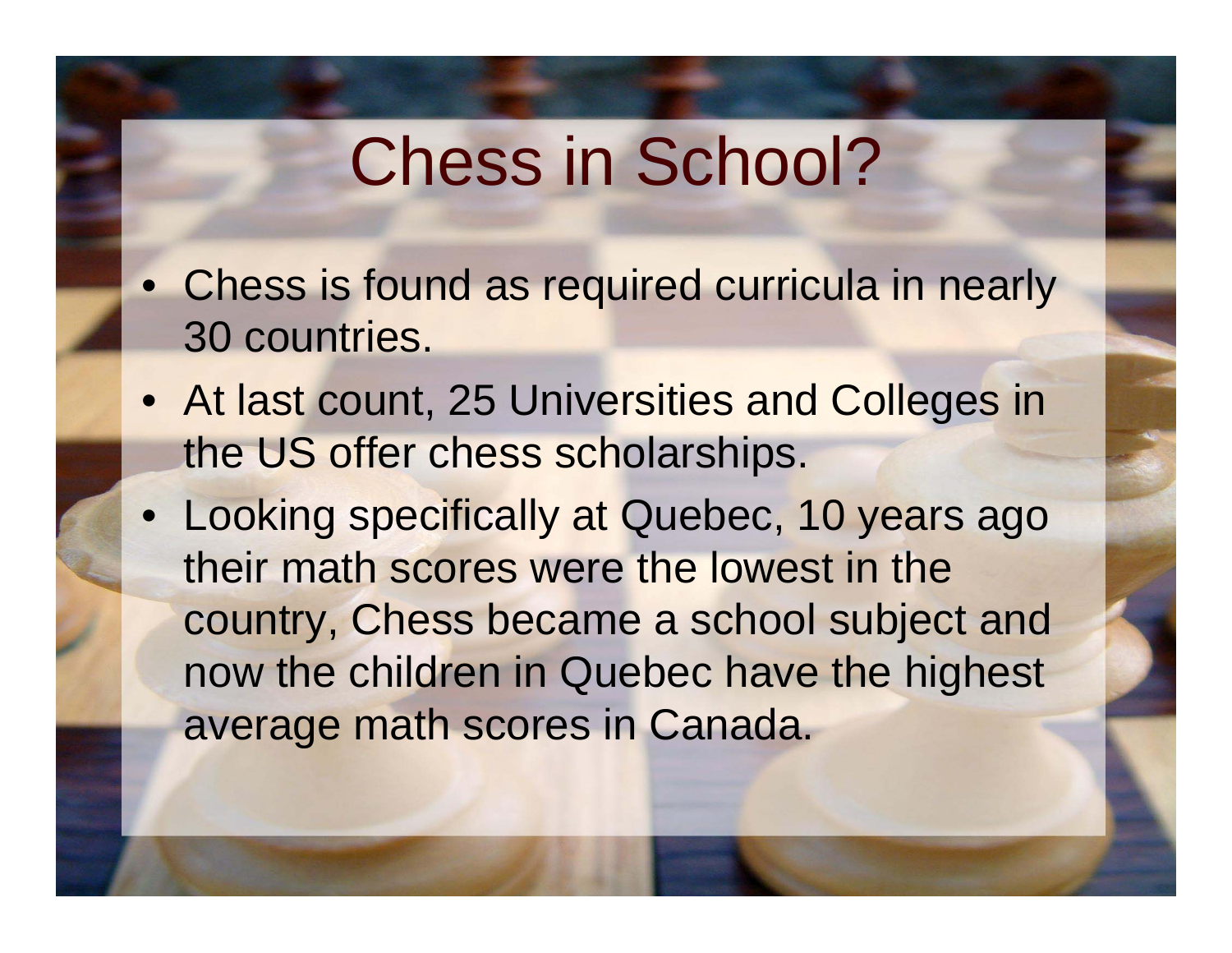# Chess in School?

- Chess is found as required curricula in nearly 30 countries.
- At last count, 25 Universities and Colleges in the US offer chess scholarships.
- Looking specifically at Quebec, 10 years ago their math scores were the lowest in the country, Chess became a school subject and now the children in Quebec have the highest average math scores in Canada.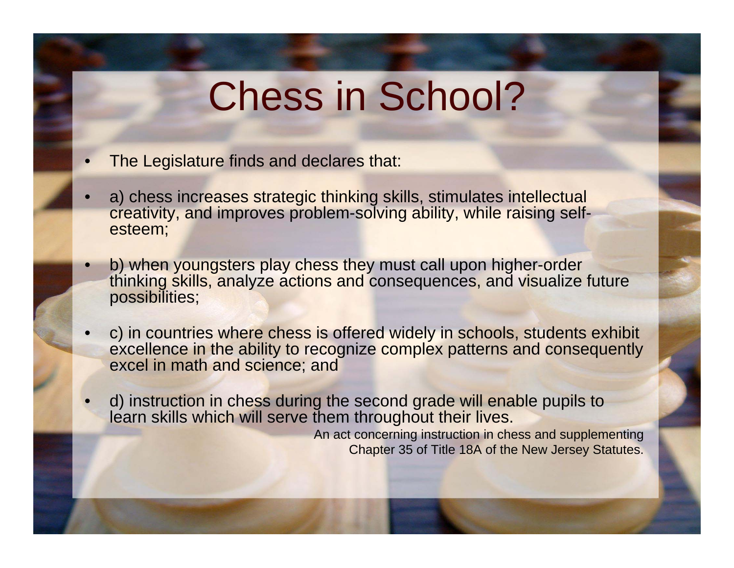# Chess in School?

- The Legislature finds and declares that:
- a) chess increases strategic thinking skills, stimulates intellectual creativity, and improves problem-solving ability, while raising self-esteem;
- b) when youngsters play chess they must call upon higher-order thinking skills, analyze actions and consequences, and visualize future possibilities;
- c) in countries where chess is offered widely in schools, students exhibit excellence in the ability to recognize complex patterns and consequently excel in math and science; and
- d) instruction in chess during the second grade will enable pupils to learn skills which will serve them throughout their lives.

An act concerning instruction in chess and supplementing Chapter 35 of Title 18A of the New Jersey Statutes.